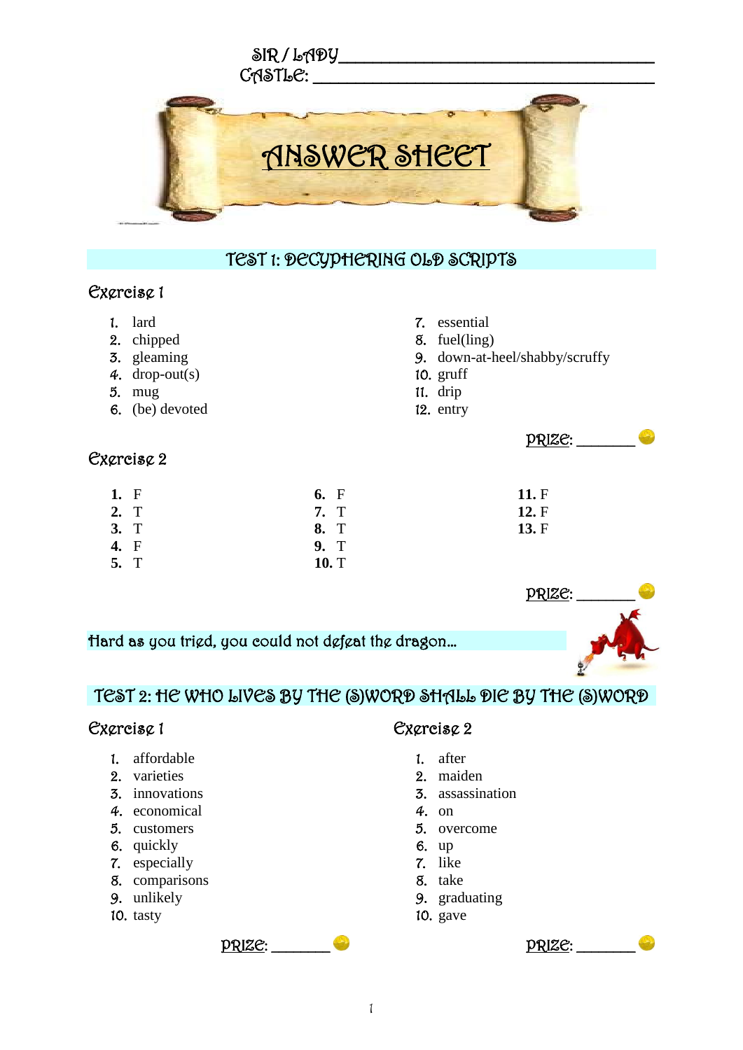SIR / LADY ___________________________________

CASTLE: ___________________________________

# ANSWER SHEET

## TEST 1: DECYPHERING OLD SCRIPTS

### Exercise 1

1. lard
2. chipped
3. gleaming
4. drop-out(s)
5. mug
6. (be) devoted
7. essential
8. fuel(ling)
9. down-at-heel/shabby/scruffy
10. gruff
11. drip
12. entry

PRIZE: _______

### Exercise 2

**1.** F
**2.** T
**3.** T
**4.** F
**5.** T
**6.** F
**7.** T
**8.** T
**9.** T
**10.** T
**11.** F
**12.** F
**13.** F

PRIZE: _______

Hard as you tried, you could not defeat the dragon…

## TEST 2: HE WHO LIVES BY THE (S)WORD SHALL DIE BY THE (S)WORD

### Exercise 1

1. affordable
2. varieties
3. innovations
4. economical
5. customers
6. quickly
7. especially
8. comparisons
9. unlikely
10. tasty

PRIZE: _______

### Exercise 2

1. after
2. maiden
3. assassination
4. on
5. overcome
6. up
7. like
8. take
9. graduating
10. gave

PRIZE: _______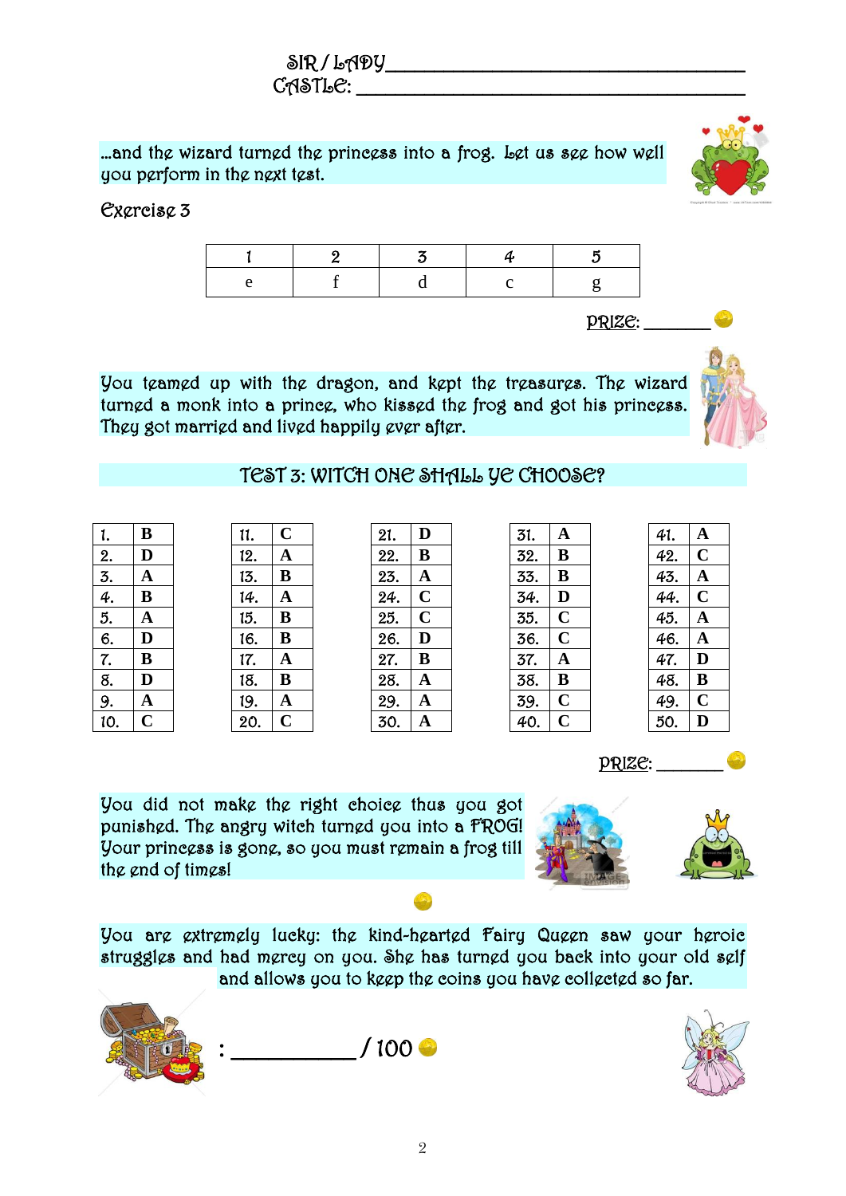SIR / LADY_______________________________
CASTLE: _________________________________

...and the wizard turned the princess into a frog. Let us see how well you perform in the next test.

Exercise 3

| 1 | 2 | 3 | 4 | 5 |
|---|---|---|---|---|
| e | f | d | c | g |

PRIZE: _______

You teamed up with the dragon, and kept the treasures. The wizard turned a monk into a prince, who kissed the frog and got his princess. They got married and lived happily ever after.

## TEST 3: WITCH ONE SHALL YE CHOOSE?

| | | | | | | | | | |
|---|---|---|---|---|---|---|---|---|---|
| 1. | B | 11. | C | 21. | D | 31. | A | 41. | A |
| 2. | D | 12. | A | 22. | B | 32. | B | 42. | C |
| 3. | A | 13. | B | 23. | A | 33. | B | 43. | A |
| 4. | B | 14. | A | 24. | C | 34. | D | 44. | C |
| 5. | A | 15. | B | 25. | C | 35. | C | 45. | A |
| 6. | D | 16. | B | 26. | D | 36. | C | 46. | A |
| 7. | B | 17. | A | 27. | B | 37. | A | 47. | D |
| 8. | D | 18. | B | 28. | A | 38. | B | 48. | B |
| 9. | A | 19. | A | 29. | A | 39. | C | 49. | C |
| 10. | C | 20. | C | 30. | A | 40. | C | 50. | D |

PRIZE: _______

You did not make the right choice thus you got punished. The angry witch turned you into a FROG! Your princess is gone, so you must remain a frog till the end of times!

You are extremely lucky: the kind-hearted Fairy Queen saw your heroic struggles and had mercy on you. She has turned you back into your old self and allows you to keep the coins you have collected so far.

: __________ / 100